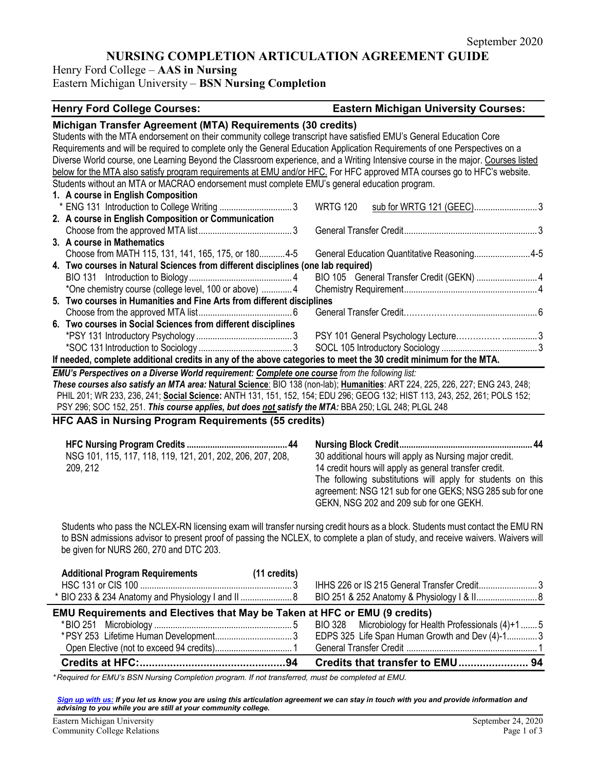September 2020

# NURSING COMPLETION ARTICULATION AGREEMENT GUIDE

Henry Ford College – **AAS in Nursing**
Eastern Michigan University – **BSN Nursing Completion**

| Henry Ford College Courses: | | Eastern Michigan University Courses: | |
|---|---|---|---|
| **Michigan Transfer Agreement (MTA) Requirements (30 credits)** | | | |

Students with the MTA endorsement on their community college transcript have satisfied EMU's General Education Core Requirements and will be required to complete only the General Education Application Requirements of one Perspectives on a Diverse World course, one Learning Beyond the Classroom experience, and a Writing Intensive course in the major. Courses listed below for the MTA also satisfy program requirements at EMU and/or HFC. For HFC approved MTA courses go to HFC's website. Students without an MTA or MACRAO endorsement must complete EMU's general education program.

| Henry Ford College Courses | Credits | Eastern Michigan University Courses | Credits |
|---|---|---|---|
| **1. A course in English Composition** | | | |
| * ENG 131 Introduction to College Writing | 3 | WRTG 120 sub for WRTG 121 (GEEC) | 3 |
| **2. A course in English Composition or Communication** | | | |
| Choose from the approved MTA list | 3 | General Transfer Credit | 3 |
| **3. A course in Mathematics** | | | |
| Choose from MATH 115, 131, 141, 165, 175, or 180 | 4-5 | General Education Quantitative Reasoning | 4-5 |
| **4. Two courses in Natural Sciences from different disciplines (one lab required)** | | | |
| BIO 131 Introduction to Biology | 4 | BIO 105 General Transfer Credit (GEKN) | 4 |
| *One chemistry course (college level, 100 or above) | 4 | Chemistry Requirement | 4 |
| **5. Two courses in Humanities and Fine Arts from different disciplines** | | | |
| Choose from the approved MTA list | 6 | General Transfer Credit | 6 |
| **6. Two courses in Social Sciences from different disciplines** | | | |
| *PSY 131 Introductory Psychology | 3 | PSY 101 General Psychology Lecture | 3 |
| *SOC 131 Introduction to Sociology | 3 | SOCL 105 Introductory Sociology | 3 |

**If needed, complete additional credits in any of the above categories to meet the 30 credit minimum for the MTA.**

***EMU's Perspectives on a Diverse World requirement: Complete one course** from the following list:*
***These courses also satisfy an MTA area:*** **Natural Science**: BIO 138 (non-lab); **Humanities**: ART 224, 225, 226, 227; ENG 243, 248; PHIL 201; WR 233, 236, 241; **Social Science:** ANTH 131, 151, 152, 154; EDU 296; GEOG 132; HIST 113, 243, 252, 261; POLS 152; PSY 296; SOC 152, 251. ***This course applies, but does not satisfy the MTA:*** BBA 250; LGL 248; PLGL 248

## HFC AAS in Nursing Program Requirements (55 credits)

**HFC Nursing Program Credits ..... 44**
NSG 101, 115, 117, 118, 119, 121, 201, 202, 206, 207, 208, 209, 212

**Nursing Block Credit ..... 44**
30 additional hours will apply as Nursing major credit.
14 credit hours will apply as general transfer credit.
The following substitutions will apply for students on this agreement: NSG 121 sub for one GEKS; NSG 285 sub for one GEKN, NSG 202 and 209 sub for one GEKH.

Students who pass the NCLEX-RN licensing exam will transfer nursing credit hours as a block. Students must contact the EMU RN to BSN admissions advisor to present proof of passing the NCLEX, to complete a plan of study, and receive waivers. Waivers will be given for NURS 260, 270 and DTC 203.

| **Additional Program Requirements** | **(11 credits)** | | |
|---|---|---|---|
| HSC 131 or CIS 100 | 3 | IHHS 226 or IS 215 General Transfer Credit | 3 |
| * BIO 233 & 234 Anatomy and Physiology I and II | 8 | BIO 251 & 252 Anatomy & Physiology I & II | 8 |
| **EMU Requirements and Electives that May be Taken at HFC or EMU (9 credits)** | | | |
| *BIO 251 Microbiology | 5 | BIO 328 Microbiology for Health Professionals (4)+1 | 5 |
| *PSY 253 Lifetime Human Development | 3 | EDPS 325 Life Span Human Growth and Dev (4)-1 | 3 |
| Open Elective (not to exceed 94 credits) | 1 | General Transfer Credit | 1 |
| **Credits at HFC:** | **94** | **Credits that transfer to EMU** | **94** |

*\*Required for EMU's BSN Nursing Completion program. If not transferred, must be completed at EMU.*

***Sign up with us:** If you let us know you are using this articulation agreement we can stay in touch with you and provide information and advising to you while you are still at your community college.*

Eastern Michigan University
Community College Relations

September 24, 2020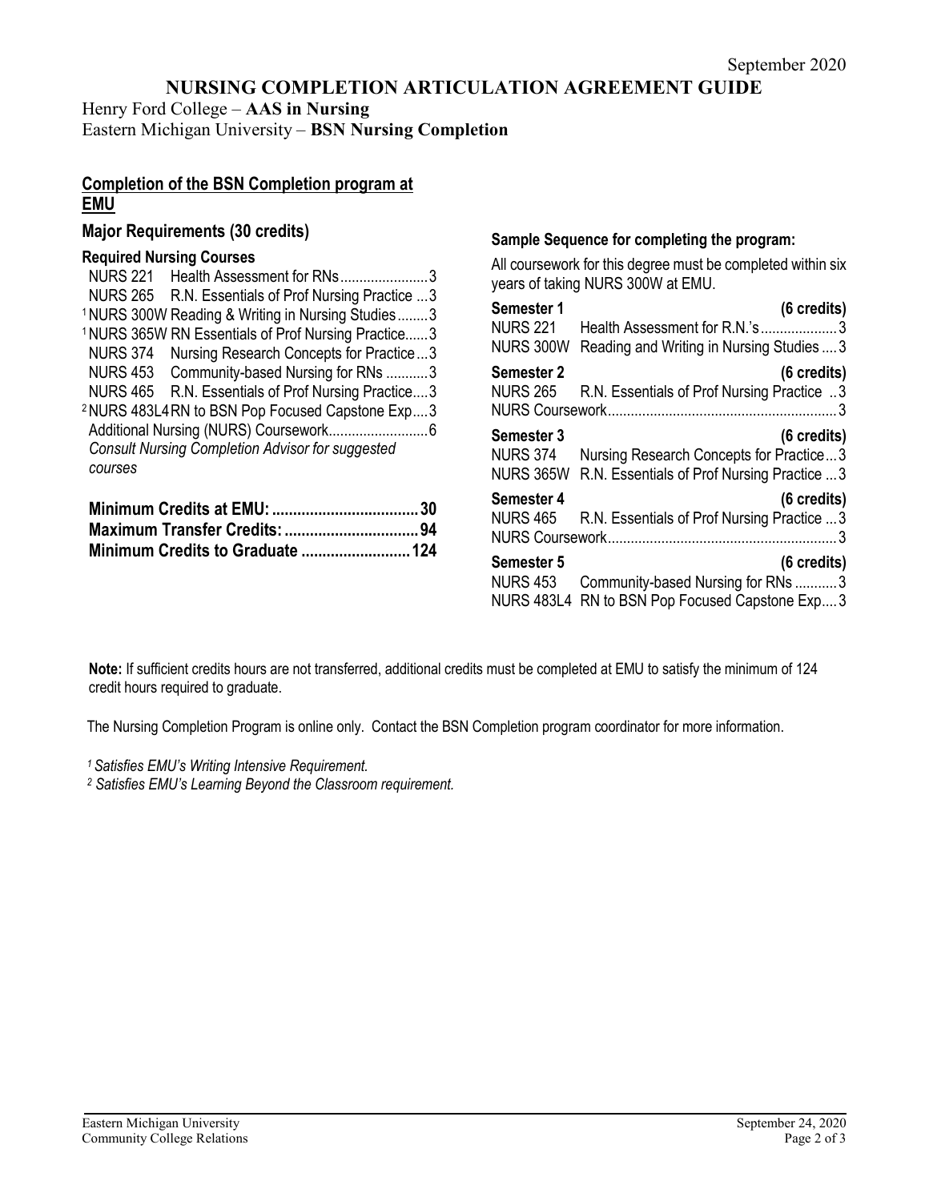September 2020

# NURSING COMPLETION ARTICULATION AGREEMENT GUIDE

Henry Ford College – **AAS in Nursing**
Eastern Michigan University – **BSN Nursing Completion**

## Completion of the BSN Completion program at EMU

### Major Requirements (30 credits)

**Required Nursing Courses**

| Course | Title | Credits |
|---|---|---|
| NURS 221 | Health Assessment for RNs | 3 |
| NURS 265 | R.N. Essentials of Prof Nursing Practice | 3 |
| [1] NURS 300W | Reading & Writing in Nursing Studies | 3 |
| [1] NURS 365W | RN Essentials of Prof Nursing Practice | 3 |
| NURS 374 | Nursing Research Concepts for Practice | 3 |
| NURS 453 | Community-based Nursing for RNs | 3 |
| NURS 465 | R.N. Essentials of Prof Nursing Practice | 3 |
| [2] NURS 483L4 | RN to BSN Pop Focused Capstone Exp | 3 |
| Additional Nursing (NURS) Coursework | | 6 |

*Consult Nursing Completion Advisor for suggested courses*

**Minimum Credits at EMU: 30**
**Maximum Transfer Credits: 94**
**Minimum Credits to Graduate 124**

### Sample Sequence for completing the program:

All coursework for this degree must be completed within six years of taking NURS 300W at EMU.

**Semester 1 (6 credits)**
- NURS 221 Health Assessment for R.N.'s ... 3
- NURS 300W Reading and Writing in Nursing Studies ... 3

**Semester 2 (6 credits)**
- NURS 265 R.N. Essentials of Prof Nursing Practice ... 3
- NURS Coursework ... 3

**Semester 3 (6 credits)**
- NURS 374 Nursing Research Concepts for Practice ... 3
- NURS 365W R.N. Essentials of Prof Nursing Practice ... 3

**Semester 4 (6 credits)**
- NURS 465 R.N. Essentials of Prof Nursing Practice ... 3
- NURS Coursework ... 3

**Semester 5 (6 credits)**
- NURS 453 Community-based Nursing for RNs ... 3
- NURS 483L4 RN to BSN Pop Focused Capstone Exp ... 3

**Note:** If sufficient credits hours are not transferred, additional credits must be completed at EMU to satisfy the minimum of 124 credit hours required to graduate.

The Nursing Completion Program is online only. Contact the BSN Completion program coordinator for more information.

*[1] Satisfies EMU's Writing Intensive Requirement.*
*[2] Satisfies EMU's Learning Beyond the Classroom requirement.*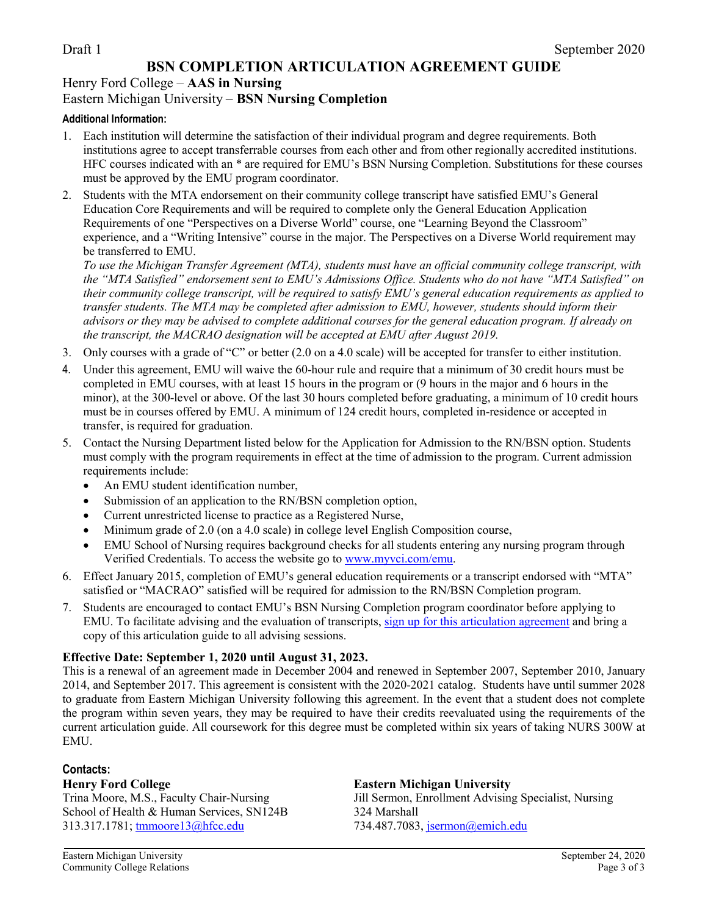Draft 1 September 2020

# BSN COMPLETION ARTICULATION AGREEMENT GUIDE

## Henry Ford College – **AAS in Nursing**
## Eastern Michigan University – **BSN Nursing Completion**

**Additional Information:**

1. Each institution will determine the satisfaction of their individual program and degree requirements. Both institutions agree to accept transferrable courses from each other and from other regionally accredited institutions. HFC courses indicated with an * are required for EMU's BSN Nursing Completion. Substitutions for these courses must be approved by the EMU program coordinator.
2. Students with the MTA endorsement on their community college transcript have satisfied EMU's General Education Core Requirements and will be required to complete only the General Education Application Requirements of one "Perspectives on a Diverse World" course, one "Learning Beyond the Classroom" experience, and a "Writing Intensive" course in the major. The Perspectives on a Diverse World requirement may be transferred to EMU.
   *To use the Michigan Transfer Agreement (MTA), students must have an official community college transcript, with the "MTA Satisfied" endorsement sent to EMU's Admissions Office. Students who do not have "MTA Satisfied" on their community college transcript, will be required to satisfy EMU's general education requirements as applied to transfer students. The MTA may be completed after admission to EMU, however, students should inform their advisors or they may be advised to complete additional courses for the general education program. If already on the transcript, the MACRAO designation will be accepted at EMU after August 2019.*
3. Only courses with a grade of "C" or better (2.0 on a 4.0 scale) will be accepted for transfer to either institution.
4. Under this agreement, EMU will waive the 60-hour rule and require that a minimum of 30 credit hours must be completed in EMU courses, with at least 15 hours in the program or (9 hours in the major and 6 hours in the minor), at the 300-level or above. Of the last 30 hours completed before graduating, a minimum of 10 credit hours must be in courses offered by EMU. A minimum of 124 credit hours, completed in-residence or accepted in transfer, is required for graduation.
5. Contact the Nursing Department listed below for the Application for Admission to the RN/BSN option. Students must comply with the program requirements in effect at the time of admission to the program. Current admission requirements include:
   - An EMU student identification number,
   - Submission of an application to the RN/BSN completion option,
   - Current unrestricted license to practice as a Registered Nurse,
   - Minimum grade of 2.0 (on a 4.0 scale) in college level English Composition course,
   - EMU School of Nursing requires background checks for all students entering any nursing program through Verified Credentials. To access the website go to www.myvci.com/emu.
6. Effect January 2015, completion of EMU's general education requirements or a transcript endorsed with "MTA" satisfied or "MACRAO" satisfied will be required for admission to the RN/BSN Completion program.
7. Students are encouraged to contact EMU's BSN Nursing Completion program coordinator before applying to EMU. To facilitate advising and the evaluation of transcripts, sign up for this articulation agreement and bring a copy of this articulation guide to all advising sessions.

**Effective Date: September 1, 2020 until August 31, 2023.**

This is a renewal of an agreement made in December 2004 and renewed in September 2007, September 2010, January 2014, and September 2017. This agreement is consistent with the 2020-2021 catalog. Students have until summer 2028 to graduate from Eastern Michigan University following this agreement. In the event that a student does not complete the program within seven years, they may be required to have their credits reevaluated using the requirements of the current articulation guide. All coursework for this degree must be completed within six years of taking NURS 300W at EMU.

**Contacts:**

**Henry Ford College**
Trina Moore, M.S., Faculty Chair-Nursing
School of Health & Human Services, SN124B
313.317.1781; tmmoore13@hfcc.edu

**Eastern Michigan University**
Jill Sermon, Enrollment Advising Specialist, Nursing
324 Marshall
734.487.7083, jsermon@emich.edu